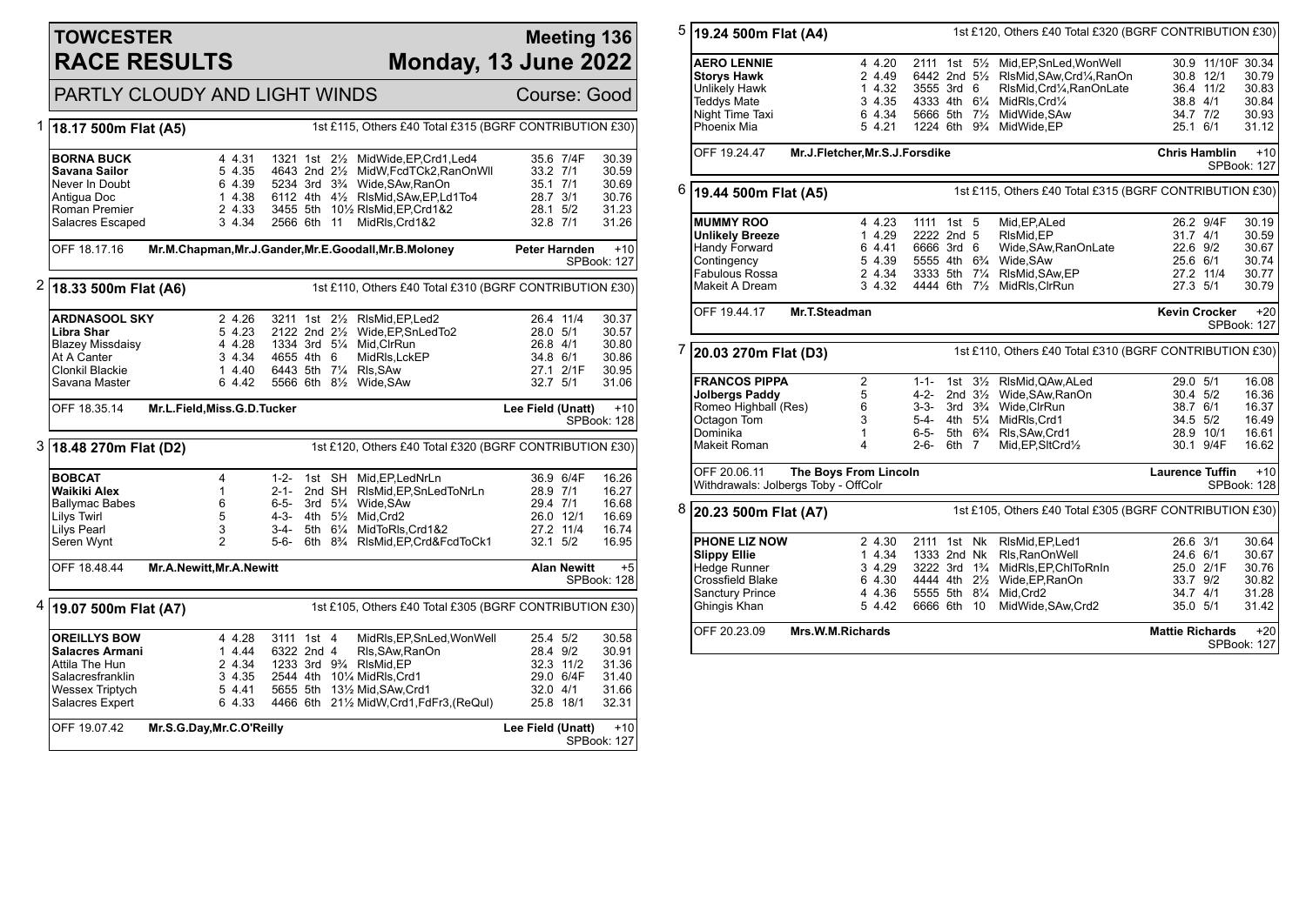# TOWCESTER RACE RESULTS

## Meeting 136 — Monday, 13 June 2022

PARTLY CLOUDY AND LIGHT WINDS — Course: Good

### 1 — 18.17 500m Flat (A5)

1st £115, Others £40 Total £315 (BGRF CONTRIBUTION £30)

| Greyhound | Trap | Sectional | Positions | Fin | Dist | Remarks | Weight | SP | Time |
|---|---|---|---|---|---|---|---|---|---|
| **BORNA BUCK** | 4 | 4.31 | 1321 | 1st | 2½ | MidWide,EP,Crd1,Led4 | 35.6 | 7/4F | 30.39 |
| **Savana Sailor** | 5 | 4.35 | 4643 | 2nd | 2½ | MidW,FcdTCk2,RanOnWll | 33.2 | 7/1 | 30.59 |
| Never In Doubt | 6 | 4.39 | 5234 | 3rd | 3¾ | Wide,SAw,RanOn | 35.1 | 7/1 | 30.69 |
| Antigua Doc | 1 | 4.38 | 6112 | 4th | 4½ | RlsMid,SAw,EP,Ld1To4 | 28.7 | 3/1 | 30.76 |
| Roman Premier | 2 | 4.33 | 3455 | 5th | 10½ | RlsMid,EP,Crd1&2 | 28.1 | 5/2 | 31.23 |
| Salacres Escaped | 3 | 4.34 | 2566 | 6th | 11 | MidRls,Crd1&2 | 32.8 | 7/1 | 31.26 |

OFF 18.17.16 — Mr.M.Chapman,Mr.J.Gander,Mr.E.Goodall,Mr.B.Moloney — Peter Harnden +10 — SPBook: 127

### 2 — 18.33 500m Flat (A6)

1st £110, Others £40 Total £310 (BGRF CONTRIBUTION £30)

| Greyhound | Trap | Sectional | Positions | Fin | Dist | Remarks | Weight | SP | Time |
|---|---|---|---|---|---|---|---|---|---|
| **ARDNASOOL SKY** | 2 | 4.26 | 3211 | 1st | 2½ | RlsMid,EP,Led2 | 26.4 | 11/4 | 30.37 |
| **Libra Shar** | 5 | 4.23 | 2122 | 2nd | 2½ | Wide,EP,SnLedTo2 | 28.0 | 5/1 | 30.57 |
| Blazey Missdaisy | 4 | 4.28 | 1334 | 3rd | 5¼ | Mid,ClrRun | 26.8 | 4/1 | 30.80 |
| At A Canter | 3 | 4.34 | 4655 | 4th | 6 | MidRls,LckEP | 34.8 | 6/1 | 30.86 |
| Clonkil Blackie | 1 | 4.40 | 6443 | 5th | 7¼ | Rls,SAw | 27.1 | 2/1F | 30.95 |
| Savana Master | 6 | 4.42 | 5566 | 6th | 8½ | Wide,SAw | 32.7 | 5/1 | 31.06 |

OFF 18.35.14 — Mr.L.Field,Miss.G.D.Tucker — Lee Field (Unatt) +10 — SPBook: 128

### 3 — 18.48 270m Flat (D2)

1st £120, Others £40 Total £320 (BGRF CONTRIBUTION £30)

| Greyhound | Trap | Positions | Fin | Dist | Remarks | Weight | SP | Time |
|---|---|---|---|---|---|---|---|---|
| **BOBCAT** | 4 | 1-2- | 1st | SH | Mid,EP,LedNrLn | 36.9 | 6/4F | 16.26 |
| **Waikiki Alex** | 1 | 2-1- | 2nd | SH | RlsMid,EP,SnLedToNrLn | 28.9 | 7/1 | 16.27 |
| Ballymac Babes | 6 | 6-5- | 3rd | 5¼ | Wide,SAw | 29.4 | 7/1 | 16.68 |
| Lilys Twirl | 5 | 4-3- | 4th | 5½ | Mid,Crd2 | 26.0 | 12/1 | 16.69 |
| Lilys Pearl | 3 | 3-4- | 5th | 6¼ | MidToRls,Crd1&2 | 27.2 | 11/4 | 16.74 |
| Seren Wynt | 2 | 5-6- | 6th | 8¾ | RlsMid,EP,Crd&FcdToCk1 | 32.1 | 5/2 | 16.95 |

OFF 18.48.44 — Mr.A.Newitt,Mr.A.Newitt — Alan Newitt +5 — SPBook: 128

### 4 — 19.07 500m Flat (A7)

1st £105, Others £40 Total £305 (BGRF CONTRIBUTION £30)

| Greyhound | Trap | Sectional | Positions | Fin | Dist | Remarks | Weight | SP | Time |
|---|---|---|---|---|---|---|---|---|---|
| **OREILLYS BOW** | 4 | 4.28 | 3111 | 1st | 4 | MidRls,EP,SnLed,WonWell | 25.4 | 5/2 | 30.58 |
| **Salacres Armani** | 1 | 4.44 | 6322 | 2nd | 4 | Rls,SAw,RanOn | 28.4 | 9/2 | 30.91 |
| Attila The Hun | 2 | 4.34 | 1233 | 3rd | 9¾ | RlsMid,EP | 32.3 | 11/2 | 31.36 |
| Salacresfranklin | 3 | 4.35 | 2544 | 4th | 10¼ | MidRls,Crd1 | 29.0 | 6/4F | 31.40 |
| Wessex Triptych | 5 | 4.41 | 5655 | 5th | 13½ | Mid,SAw,Crd1 | 32.0 | 4/1 | 31.66 |
| Salacres Expert | 6 | 4.33 | 4466 | 6th | 21½ | MidW,Crd1,FdFr3,(ReQul) | 25.8 | 18/1 | 32.31 |

OFF 19.07.42 — Mr.S.G.Day,Mr.C.O'Reilly — Lee Field (Unatt) +10 — SPBook: 127

### 5 — 19.24 500m Flat (A4)

1st £120, Others £40 Total £320 (BGRF CONTRIBUTION £30)

| Greyhound | Trap | Sectional | Positions | Fin | Dist | Remarks | Weight | SP | Time |
|---|---|---|---|---|---|---|---|---|---|
| **AERO LENNIE** | 4 | 4.20 | 2111 | 1st | 5½ | Mid,EP,SnLed,WonWell | 30.9 | 11/10F | 30.34 |
| **Storys Hawk** | 2 | 4.49 | 6442 | 2nd | 5½ | RlsMid,SAw,Crd¼,RanOn | 30.8 | 12/1 | 30.79 |
| Unlikely Hawk | 1 | 4.32 | 3555 | 3rd | 6 | RlsMid,Crd¼,RanOnLate | 36.4 | 11/2 | 30.83 |
| Teddys Mate | 3 | 4.35 | 4333 | 4th | 6¼ | MidRls,Crd¼ | 38.8 | 4/1 | 30.84 |
| Night Time Taxi | 6 | 4.34 | 5666 | 5th | 7½ | MidWide,SAw | 34.7 | 7/2 | 30.93 |
| Phoenix Mia | 5 | 4.21 | 1224 | 6th | 9¾ | MidWide,EP | 25.1 | 6/1 | 31.12 |

OFF 19.24.47 — Mr.J.Fletcher,Mr.S.J.Forsdike — Chris Hamblin +10 — SPBook: 127

### 6 — 19.44 500m Flat (A5)

1st £115, Others £40 Total £315 (BGRF CONTRIBUTION £30)

| Greyhound | Trap | Sectional | Positions | Fin | Dist | Remarks | Weight | SP | Time |
|---|---|---|---|---|---|---|---|---|---|
| **MUMMY ROO** | 4 | 4.23 | 1111 | 1st | 5 | Mid,EP,ALed | 26.2 | 9/4F | 30.19 |
| **Unlikely Breeze** | 1 | 4.29 | 2222 | 2nd | 5 | RlsMid,EP | 31.7 | 4/1 | 30.59 |
| Handy Forward | 6 | 4.41 | 6666 | 3rd | 6 | Wide,SAw,RanOnLate | 22.6 | 9/2 | 30.67 |
| Contingency | 5 | 4.39 | 5555 | 4th | 6¾ | Wide,SAw | 25.6 | 6/1 | 30.74 |
| Fabulous Rossa | 2 | 4.34 | 3333 | 5th | 7¼ | RlsMid,SAw,EP | 27.2 | 11/4 | 30.77 |
| Makeit A Dream | 3 | 4.32 | 4444 | 6th | 7½ | MidRls,ClrRun | 27.3 | 5/1 | 30.79 |

OFF 19.44.17 — Mr.T.Steadman — Kevin Crocker +20 — SPBook: 127

### 7 — 20.03 270m Flat (D3)

1st £110, Others £40 Total £310 (BGRF CONTRIBUTION £30)

| Greyhound | Trap | Positions | Fin | Dist | Remarks | Weight | SP | Time |
|---|---|---|---|---|---|---|---|---|
| **FRANCOS PIPPA** | 2 | 1-1- | 1st | 3½ | RlsMid,QAw,ALed | 29.0 | 5/1 | 16.08 |
| **Jolbergs Paddy** | 5 | 4-2- | 2nd | 3½ | Wide,SAw,RanOn | 30.4 | 5/2 | 16.36 |
| Romeo Highball (Res) | 6 | 3-3- | 3rd | 3¾ | Wide,ClrRun | 38.7 | 6/1 | 16.37 |
| Octagon Tom | 3 | 5-4- | 4th | 5¼ | MidRls,Crd1 | 34.5 | 5/2 | 16.49 |
| Dominika | 1 | 6-5- | 5th | 6¾ | Rls,SAw,Crd1 | 28.9 | 10/1 | 16.61 |
| Makeit Roman | 4 | 2-6- | 6th | 7 | Mid,EP,SltCrd½ | 30.1 | 9/4F | 16.62 |

OFF 20.06.11 — The Boys From Lincoln — Laurence Tuffin +10 — SPBook: 128

Withdrawals: Jolbergs Toby - OffColr

### 8 — 20.23 500m Flat (A7)

1st £105, Others £40 Total £305 (BGRF CONTRIBUTION £30)

| Greyhound | Trap | Sectional | Positions | Fin | Dist | Remarks | Weight | SP | Time |
|---|---|---|---|---|---|---|---|---|---|
| **PHONE LIZ NOW** | 2 | 4.30 | 2111 | 1st | Nk | RlsMid,EP,Led1 | 26.6 | 3/1 | 30.64 |
| **Slippy Ellie** | 1 | 4.34 | 1333 | 2nd | Nk | Rls,RanOnWell | 24.6 | 6/1 | 30.67 |
| Hedge Runner | 3 | 4.29 | 3222 | 3rd | 1¾ | MidRls,EP,ChlToRnIn | 25.0 | 2/1F | 30.76 |
| Crossfield Blake | 6 | 4.30 | 4444 | 4th | 2½ | Wide,EP,RanOn | 33.7 | 9/2 | 30.82 |
| Sanctury Prince | 4 | 4.36 | 5555 | 5th | 8¼ | Mid,Crd2 | 34.7 | 4/1 | 31.28 |
| Ghingis Khan | 5 | 4.42 | 6666 | 6th | 10 | MidWide,SAw,Crd2 | 35.0 | 5/1 | 31.42 |

OFF 20.23.09 — Mrs.W.M.Richards — Mattie Richards +20 — SPBook: 127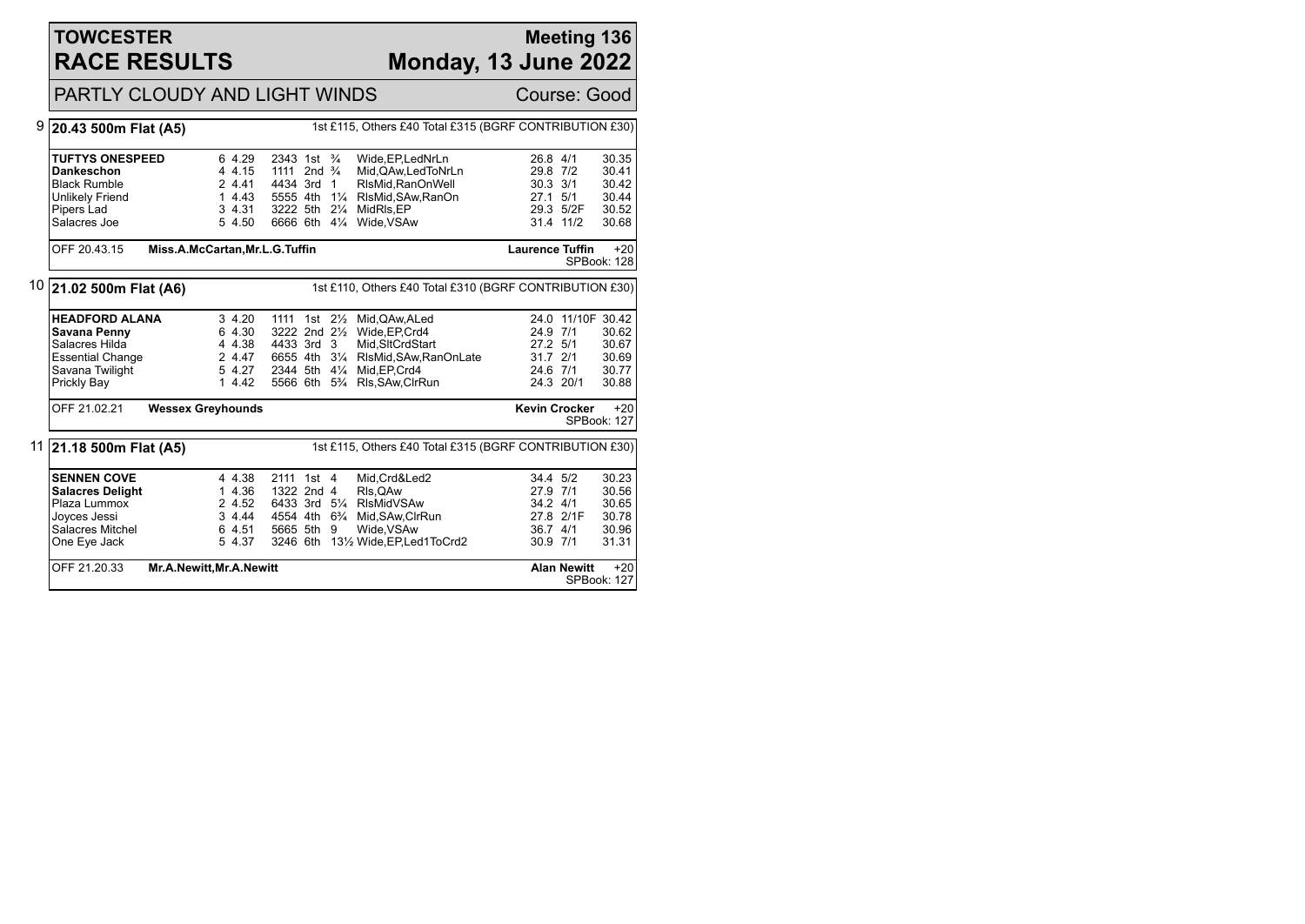# TOWCESTER RACE RESULTS

**Meeting 136**
**Monday, 13 June 2022**

PARTLY CLOUDY AND LIGHT WINDS — Course: Good

## 9 20.43 500m Flat (A5)

1st £115, Others £40 Total £315 (BGRF CONTRIBUTION £30)

| | | | | | | | | | |
|---|---|---|---|---|---|---|---|---|---|
| **TUFTYS ONESPEED** | 6 | 4.29 | 2343 | 1st | ¾ | Wide,EP,LedNrLn | 26.8 | 4/1 | 30.35 |
| **Dankeschon** | 4 | 4.15 | 1111 | 2nd | ¾ | Mid,QAw,LedToNrLn | 29.8 | 7/2 | 30.41 |
| Black Rumble | 2 | 4.41 | 4434 | 3rd | 1 | RlsMid,RanOnWell | 30.3 | 3/1 | 30.42 |
| Unlikely Friend | 1 | 4.43 | 5555 | 4th | 1¼ | RlsMid,SAw,RanOn | 27.1 | 5/1 | 30.44 |
| Pipers Lad | 3 | 4.31 | 3222 | 5th | 2¼ | MidRls,EP | 29.3 | 5/2F | 30.52 |
| Salacres Joe | 5 | 4.50 | 6666 | 6th | 4¼ | Wide,VSAw | 31.4 | 11/2 | 30.68 |

OFF 20.43.15 **Miss.A.McCartan,Mr.L.G.Tuffin** — **Laurence Tuffin** +20 SPBook: 128

## 10 21.02 500m Flat (A6)

1st £110, Others £40 Total £310 (BGRF CONTRIBUTION £30)

| | | | | | | | | | |
|---|---|---|---|---|---|---|---|---|---|
| **HEADFORD ALANA** | 3 | 4.20 | 1111 | 1st | 2½ | Mid,QAw,ALed | 24.0 | 11/10F | 30.42 |
| **Savana Penny** | 6 | 4.30 | 3222 | 2nd | 2½ | Wide,EP,Crd4 | 24.9 | 7/1 | 30.62 |
| Salacres Hilda | 4 | 4.38 | 4433 | 3rd | 3 | Mid,SltCrdStart | 27.2 | 5/1 | 30.67 |
| Essential Change | 2 | 4.47 | 6655 | 4th | 3¼ | RlsMid,SAw,RanOnLate | 31.7 | 2/1 | 30.69 |
| Savana Twilight | 5 | 4.27 | 2344 | 5th | 4¼ | Mid,EP,Crd4 | 24.6 | 7/1 | 30.77 |
| Prickly Bay | 1 | 4.42 | 5566 | 6th | 5¾ | Rls,SAw,ClrRun | 24.3 | 20/1 | 30.88 |

OFF 21.02.21 **Wessex Greyhounds** — **Kevin Crocker** +20 SPBook: 127

## 11 21.18 500m Flat (A5)

1st £115, Others £40 Total £315 (BGRF CONTRIBUTION £30)

| | | | | | | | | | |
|---|---|---|---|---|---|---|---|---|---|
| **SENNEN COVE** | 4 | 4.38 | 2111 | 1st | 4 | Mid,Crd&Led2 | 34.4 | 5/2 | 30.23 |
| **Salacres Delight** | 1 | 4.36 | 1322 | 2nd | 4 | Rls,QAw | 27.9 | 7/1 | 30.56 |
| Plaza Lummox | 2 | 4.52 | 6433 | 3rd | 5¼ | RlsMidVSAw | 34.2 | 4/1 | 30.65 |
| Joyces Jessi | 3 | 4.44 | 4554 | 4th | 6¾ | Mid,SAw,ClrRun | 27.8 | 2/1F | 30.78 |
| Salacres Mitchel | 6 | 4.51 | 5665 | 5th | 9 | Wide,VSAw | 36.7 | 4/1 | 30.96 |
| One Eye Jack | 5 | 4.37 | 3246 | 6th | 13½ | Wide,EP,Led1ToCrd2 | 30.9 | 7/1 | 31.31 |

OFF 21.20.33 **Mr.A.Newitt,Mr.A.Newitt** — **Alan Newitt** +20 SPBook: 127